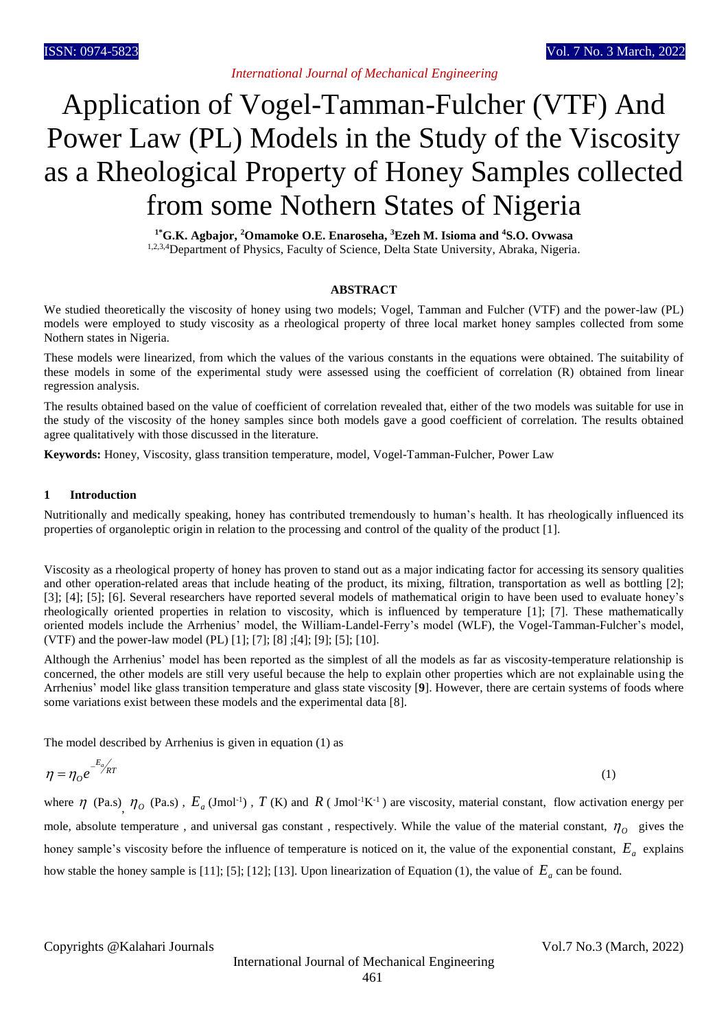# Application of Vogel-Tamman-Fulcher (VTF) And Power Law (PL) Models in the Study of the Viscosity as a Rheological Property of Honey Samples collected from some Nothern States of Nigeria

**[1*]G.K. Agbajor, [2]Omamoke O.E. Enaroseha, [3]Ezeh M. Isioma and [4]S.O. Ovwasa**

[1,2,3,4]Department of Physics, Faculty of Science, Delta State University, Abraka, Nigeria.

## ABSTRACT

We studied theoretically the viscosity of honey using two models; Vogel, Tamman and Fulcher (VTF) and the power-law (PL) models were employed to study viscosity as a rheological property of three local market honey samples collected from some Nothern states in Nigeria.

These models were linearized, from which the values of the various constants in the equations were obtained. The suitability of these models in some of the experimental study were assessed using the coefficient of correlation (R) obtained from linear regression analysis.

The results obtained based on the value of coefficient of correlation revealed that, either of the two models was suitable for use in the study of the viscosity of the honey samples since both models gave a good coefficient of correlation. The results obtained agree qualitatively with those discussed in the literature.

**Keywords:** Honey, Viscosity, glass transition temperature, model, Vogel-Tamman-Fulcher, Power Law

## 1 Introduction

Nutritionally and medically speaking, honey has contributed tremendously to human's health. It has rheologically influenced its properties of organoleptic origin in relation to the processing and control of the quality of the product [1].

Viscosity as a rheological property of honey has proven to stand out as a major indicating factor for accessing its sensory qualities and other operation-related areas that include heating of the product, its mixing, filtration, transportation as well as bottling [2]; [3]; [4]; [5]; [6]. Several researchers have reported several models of mathematical origin to have been used to evaluate honey's rheologically oriented properties in relation to viscosity, which is influenced by temperature [1]; [7]. These mathematically oriented models include the Arrhenius' model, the William-Landel-Ferry's model (WLF), the Vogel-Tamman-Fulcher's model, (VTF) and the power-law model (PL) [1]; [7]; [8] ;[4]; [9]; [5]; [10].

Although the Arrhenius' model has been reported as the simplest of all the models as far as viscosity-temperature relationship is concerned, the other models are still very useful because the help to explain other properties which are not explainable using the Arrhenius' model like glass transition temperature and glass state viscosity [**9**]. However, there are certain systems of foods where some variations exist between these models and the experimental data [8].

The model described by Arrhenius is given in equation (1) as

$$\eta = \eta_O e^{-E_a/RT} \tag{1}$$

where $\eta$ (Pa.s), $\eta_O$ (Pa.s), $E_a$ (Jmol$^{-1}$), $T$ (K) and $R$ (Jmol$^{-1}$K$^{-1}$) are viscosity, material constant, flow activation energy per mole, absolute temperature, and universal gas constant, respectively. While the value of the material constant, $\eta_O$ gives the honey sample's viscosity before the influence of temperature is noticed on it, the value of the exponential constant, $E_a$ explains how stable the honey sample is [11]; [5]; [12]; [13]. Upon linearization of Equation (1), the value of $E_a$ can be found.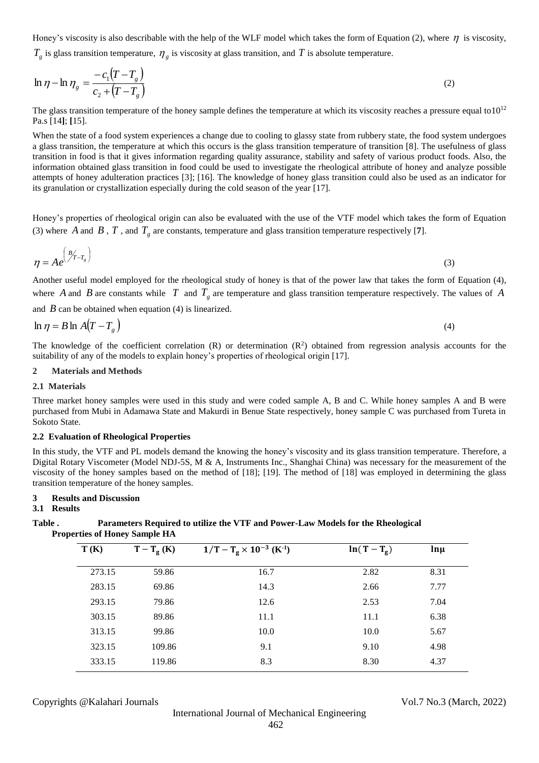Honey's viscosity is also describable with the help of the WLF model which takes the form of Equation (2), where $\eta$ is viscosity, $T_g$ is glass transition temperature, $\eta_g$ is viscosity at glass transition, and $T$ is absolute temperature.

$$\ln \eta - \ln \eta_g = \frac{-c_1\left(T - T_g\right)}{c_2 + \left(T - T_g\right)} \tag{2}$$

The glass transition temperature of the honey sample defines the temperature at which its viscosity reaches a pressure equal to$10^{12}$ Pa.s [14]; [15].

When the state of a food system experiences a change due to cooling to glassy state from rubbery state, the food system undergoes a glass transition, the temperature at which this occurs is the glass transition temperature of transition [8]. The usefulness of glass transition in food is that it gives information regarding quality assurance, stability and safety of various product foods. Also, the information obtained glass transition in food could be used to investigate the rheological attribute of honey and analyze possible attempts of honey adulteration practices [3]; [16]. The knowledge of honey glass transition could also be used as an indicator for its granulation or crystallization especially during the cold season of the year [17].

Honey's properties of rheological origin can also be evaluated with the use of the VTF model which takes the form of Equation (3) where $A$ and $B$ , $T$ , and $T_g$ are constants, temperature and glass transition temperature respectively [7].

$$\eta = Ae^{\left(B/_{T-T_g}\right)} \tag{3}$$

Another useful model employed for the rheological study of honey is that of the power law that takes the form of Equation (4), where $A$ and $B$ are constants while $T$ and $T_g$ are temperature and glass transition temperature respectively. The values of $A$ and $B$ can be obtained when equation (4) is linearized.

$$\ln \eta = B \ln A\left(T - T_g\right) \tag{4}$$

The knowledge of the coefficient correlation (R) or determination ($R^2$) obtained from regression analysis accounts for the suitability of any of the models to explain honey's properties of rheological origin [17].

## 2 Materials and Methods

### 2.1 Materials

Three market honey samples were used in this study and were coded sample A, B and C. While honey samples A and B were purchased from Mubi in Adamawa State and Makurdi in Benue State respectively, honey sample C was purchased from Tureta in Sokoto State.

### 2.2 Evaluation of Rheological Properties

In this study, the VTF and PL models demand the knowing the honey's viscosity and its glass transition temperature. Therefore, a Digital Rotary Viscometer (Model NDJ-5S, M & A, Instruments Inc., Shanghai China) was necessary for the measurement of the viscosity of the honey samples based on the method of [18]; [19]. The method of [18] was employed in determining the glass transition temperature of the honey samples.

## 3 Results and Discussion

### 3.1 Results

**Table . Parameters Required to utilize the VTF and Power-Law Models for the Rheological Properties of Honey Sample HA**

| T (K) | $T - T_g$ (K) | $1/T - T_g \times 10^{-3}$ ($K^{-1}$) | $\ln(T - T_g)$ | $\ln\mu$ |
|---|---|---|---|---|
| 273.15 | 59.86 | 16.7 | 2.82 | 8.31 |
| 283.15 | 69.86 | 14.3 | 2.66 | 7.77 |
| 293.15 | 79.86 | 12.6 | 2.53 | 7.04 |
| 303.15 | 89.86 | 11.1 | 11.1 | 6.38 |
| 313.15 | 99.86 | 10.0 | 10.0 | 5.67 |
| 323.15 | 109.86 | 9.1 | 9.10 | 4.98 |
| 333.15 | 119.86 | 8.3 | 8.30 | 4.37 |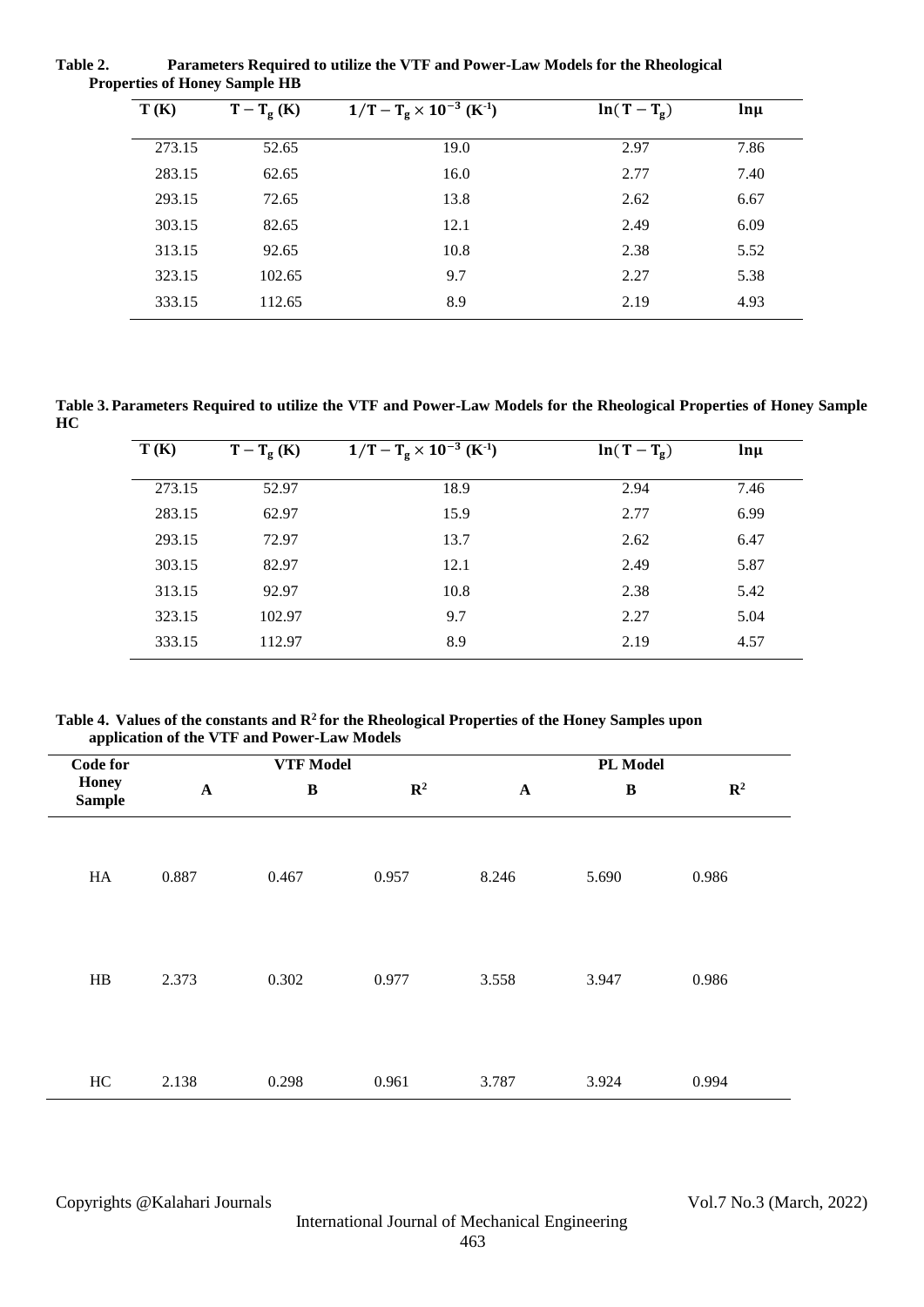**Table 2. Parameters Required to utilize the VTF and Power-Law Models for the Rheological Properties of Honey Sample HB**

| T (K) | $T - T_g$ (K) | $1/T - T_g \times 10^{-3}$ ($K^{-1}$) | $\ln(T - T_g)$ | $\ln\mu$ |
|---|---|---|---|---|
| 273.15 | 52.65 | 19.0 | 2.97 | 7.86 |
| 283.15 | 62.65 | 16.0 | 2.77 | 7.40 |
| 293.15 | 72.65 | 13.8 | 2.62 | 6.67 |
| 303.15 | 82.65 | 12.1 | 2.49 | 6.09 |
| 313.15 | 92.65 | 10.8 | 2.38 | 5.52 |
| 323.15 | 102.65 | 9.7 | 2.27 | 5.38 |
| 333.15 | 112.65 | 8.9 | 2.19 | 4.93 |

**Table 3. Parameters Required to utilize the VTF and Power-Law Models for the Rheological Properties of Honey Sample HC**

| T (K) | $T - T_g$ (K) | $1/T - T_g \times 10^{-3}$ ($K^{-1}$) | $\ln(T - T_g)$ | $\ln\mu$ |
|---|---|---|---|---|
| 273.15 | 52.97 | 18.9 | 2.94 | 7.46 |
| 283.15 | 62.97 | 15.9 | 2.77 | 6.99 |
| 293.15 | 72.97 | 13.7 | 2.62 | 6.47 |
| 303.15 | 82.97 | 12.1 | 2.49 | 5.87 |
| 313.15 | 92.97 | 10.8 | 2.38 | 5.42 |
| 323.15 | 102.97 | 9.7 | 2.27 | 5.04 |
| 333.15 | 112.97 | 8.9 | 2.19 | 4.57 |

**Table 4. Values of the constants and $R^2$ for the Rheological Properties of the Honey Samples upon application of the VTF and Power-Law Models**

| Code for Honey Sample | VTF Model | | | PL Model | | |
|---|---|---|---|---|---|---|
| | A | B | $R^2$ | A | B | $R^2$ |
| HA | 0.887 | 0.467 | 0.957 | 8.246 | 5.690 | 0.986 |
| HB | 2.373 | 0.302 | 0.977 | 3.558 | 3.947 | 0.986 |
| HC | 2.138 | 0.298 | 0.961 | 3.787 | 3.924 | 0.994 |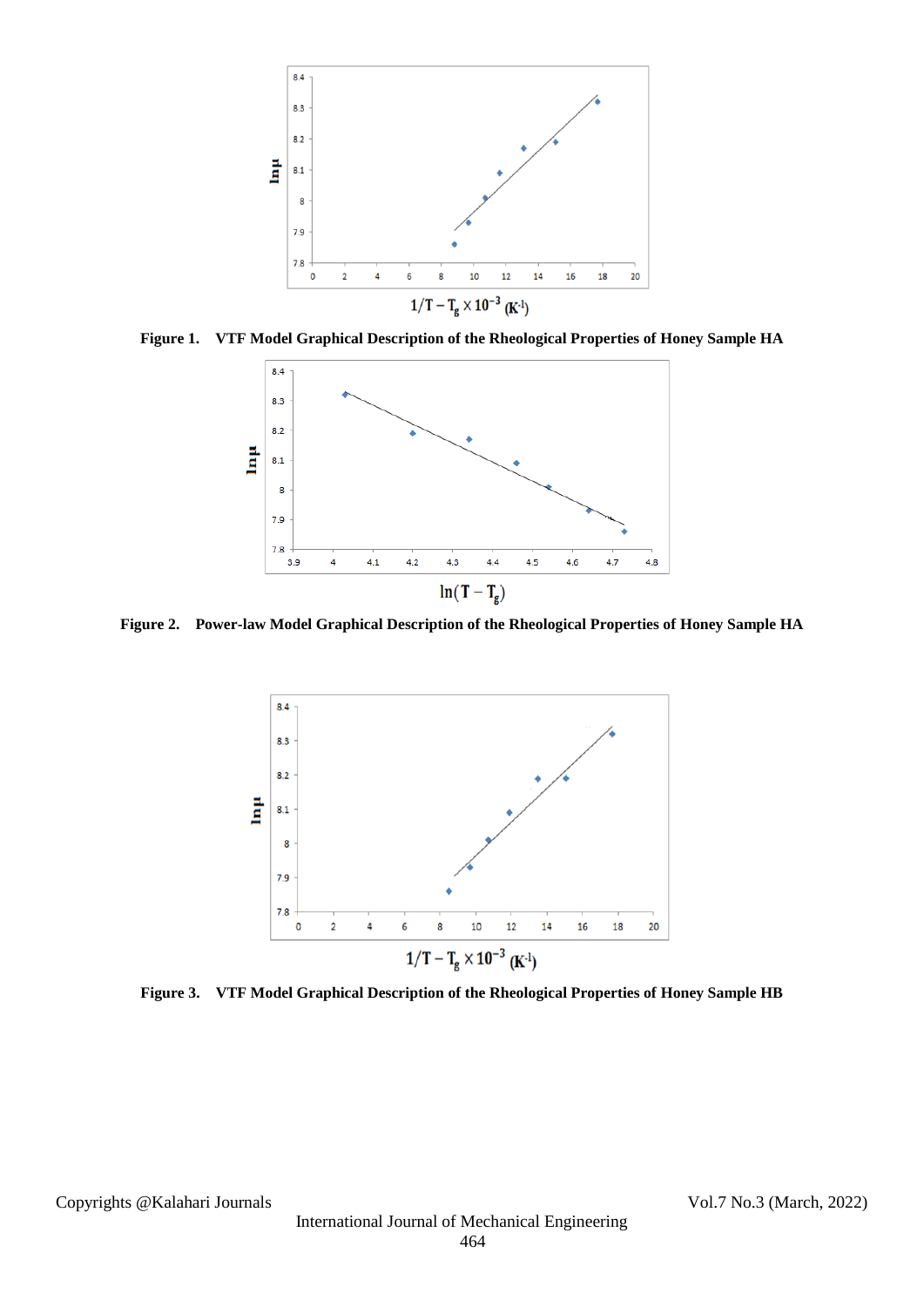Figure 1. VTF Model Graphical Description of the Rheological Properties of Honey Sample HA

Figure 2. Power-law Model Graphical Description of the Rheological Properties of Honey Sample HA

Figure 3. VTF Model Graphical Description of the Rheological Properties of Honey Sample HB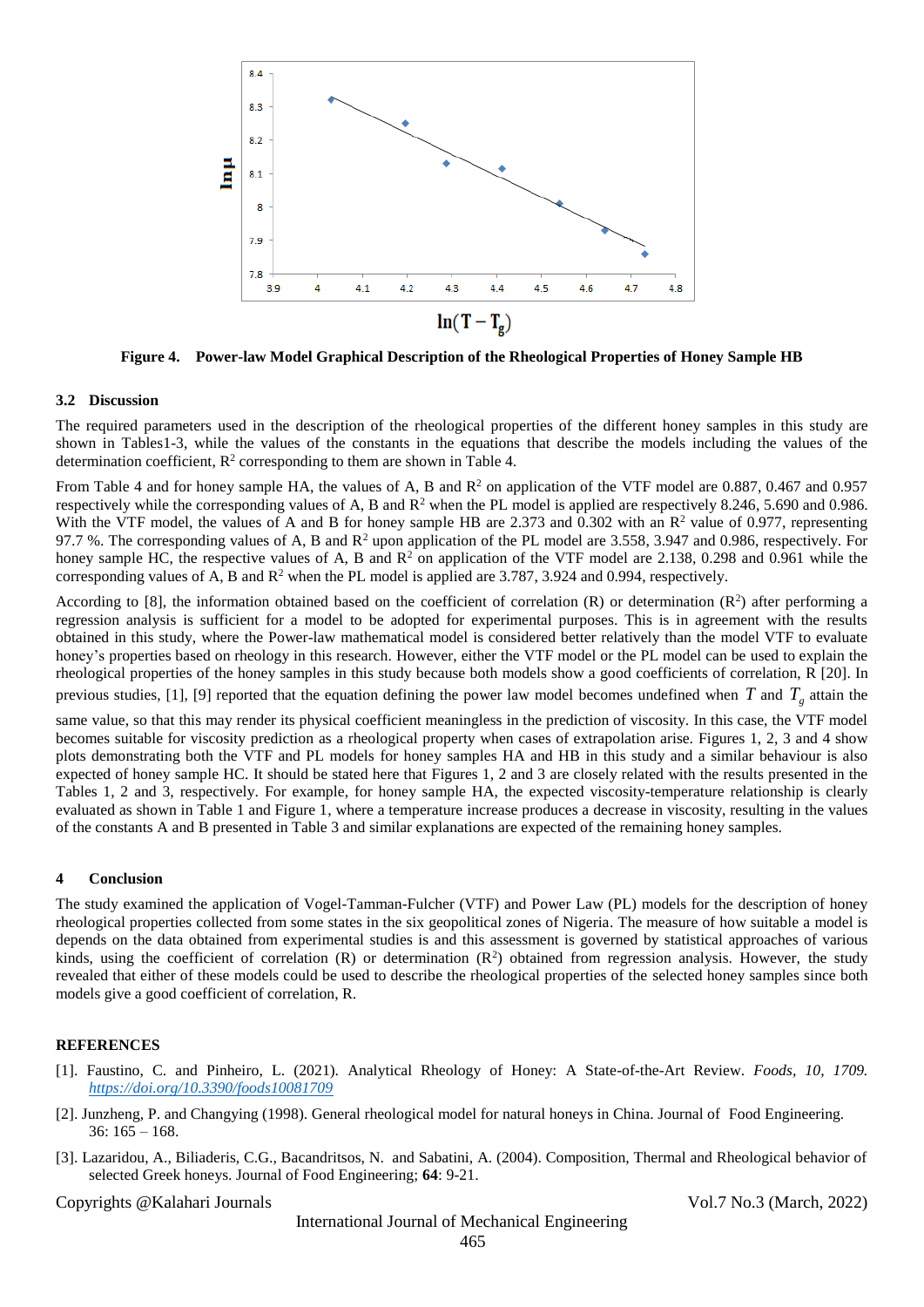**Figure 4. Power-law Model Graphical Description of the Rheological Properties of Honey Sample HB**

### 3.2 Discussion

The required parameters used in the description of the rheological properties of the different honey samples in this study are shown in Tables1-3, while the values of the constants in the equations that describe the models including the values of the determination coefficient, $R^2$ corresponding to them are shown in Table 4.

From Table 4 and for honey sample HA, the values of A, B and $R^2$ on application of the VTF model are 0.887, 0.467 and 0.957 respectively while the corresponding values of A, B and $R^2$ when the PL model is applied are respectively 8.246, 5.690 and 0.986. With the VTF model, the values of A and B for honey sample HB are 2.373 and 0.302 with an $R^2$ value of 0.977, representing 97.7 %. The corresponding values of A, B and $R^2$ upon application of the PL model are 3.558, 3.947 and 0.986, respectively. For honey sample HC, the respective values of A, B and $R^2$ on application of the VTF model are 2.138, 0.298 and 0.961 while the corresponding values of A, B and $R^2$ when the PL model is applied are 3.787, 3.924 and 0.994, respectively.

According to [8], the information obtained based on the coefficient of correlation (R) or determination ($R^2$) after performing a regression analysis is sufficient for a model to be adopted for experimental purposes. This is in agreement with the results obtained in this study, where the Power-law mathematical model is considered better relatively than the model VTF to evaluate honey's properties based on rheology in this research. However, either the VTF model or the PL model can be used to explain the rheological properties of the honey samples in this study because both models show a good coefficients of correlation, R [20]. In previous studies, [1], [9] reported that the equation defining the power law model becomes undefined when $T$ and $T_g$ attain the same value, so that this may render its physical coefficient meaningless in the prediction of viscosity. In this case, the VTF model becomes suitable for viscosity prediction as a rheological property when cases of extrapolation arise. Figures 1, 2, 3 and 4 show plots demonstrating both the VTF and PL models for honey samples HA and HB in this study and a similar behaviour is also expected of honey sample HC. It should be stated here that Figures 1, 2 and 3 are closely related with the results presented in the Tables 1, 2 and 3, respectively. For example, for honey sample HA, the expected viscosity-temperature relationship is clearly evaluated as shown in Table 1 and Figure 1, where a temperature increase produces a decrease in viscosity, resulting in the values of the constants A and B presented in Table 3 and similar explanations are expected of the remaining honey samples.

## 4 Conclusion

The study examined the application of Vogel-Tamman-Fulcher (VTF) and Power Law (PL) models for the description of honey rheological properties collected from some states in the six geopolitical zones of Nigeria. The measure of how suitable a model is depends on the data obtained from experimental studies is and this assessment is governed by statistical approaches of various kinds, using the coefficient of correlation (R) or determination ($R^2$) obtained from regression analysis. However, the study revealed that either of these models could be used to describe the rheological properties of the selected honey samples since both models give a good coefficient of correlation, R.

## REFERENCES

[1]. Faustino, C. and Pinheiro, L. (2021). Analytical Rheology of Honey: A State-of-the-Art Review. *Foods, 10, 1709. https://doi.org/10.3390/foods10081709*

[2]. Junzheng, P. and Changying (1998). General rheological model for natural honeys in China. Journal of Food Engineering. 36: 165 – 168.

[3]. Lazaridou, A., Biliaderis, C.G., Bacandritsos, N. and Sabatini, A. (2004). Composition, Thermal and Rheological behavior of selected Greek honeys. Journal of Food Engineering; **64**: 9-21.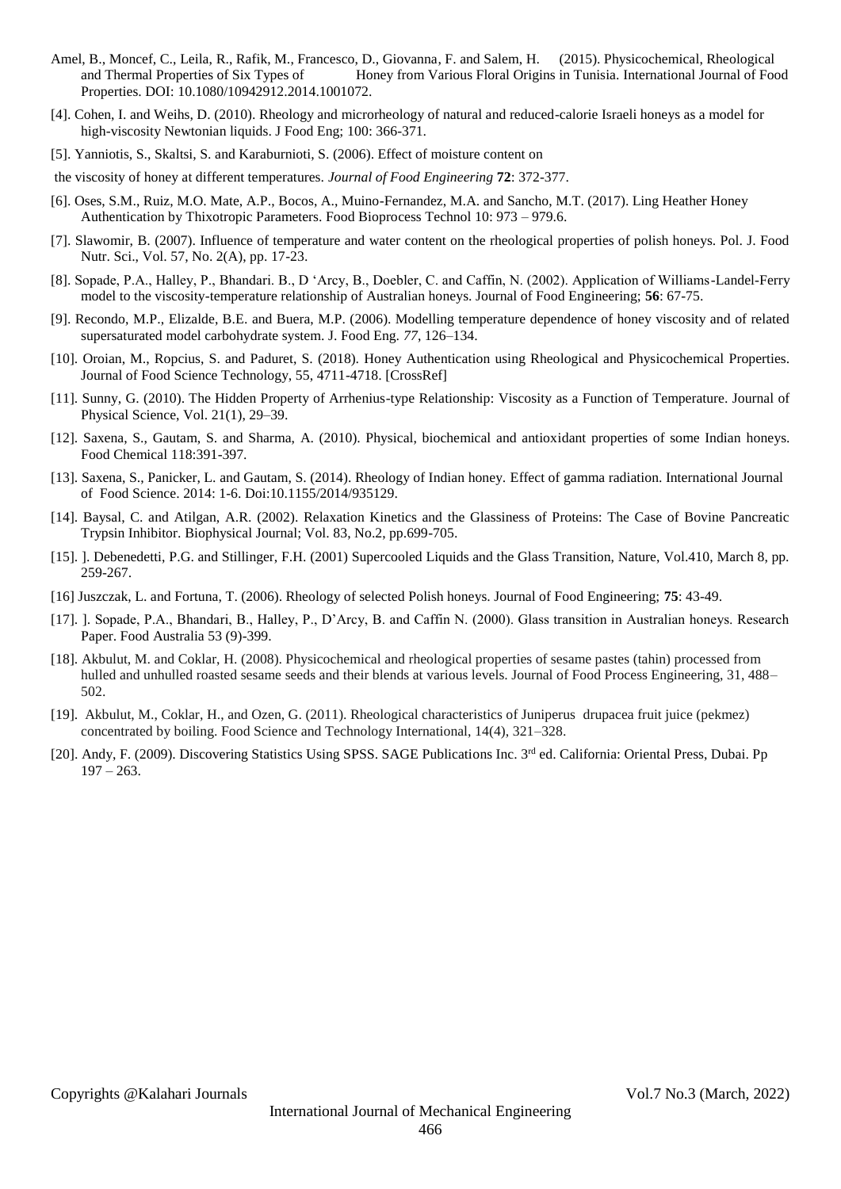Amel, B., Moncef, C., Leila, R., Rafik, M., Francesco, D., Giovanna, F. and Salem, H. (2015). Physicochemical, Rheological and Thermal Properties of Six Types of Honey from Various Floral Origins in Tunisia. International Journal of Food Properties. DOI: 10.1080/10942912.2014.1001072.

[4]. Cohen, I. and Weihs, D. (2010). Rheology and microrheology of natural and reduced-calorie Israeli honeys as a model for high-viscosity Newtonian liquids. J Food Eng; 100: 366-371.

[5]. Yanniotis, S., Skaltsi, S. and Karaburnioti, S. (2006). Effect of moisture content on

the viscosity of honey at different temperatures. *Journal of Food Engineering* **72**: 372-377.

[6]. Oses, S.M., Ruiz, M.O. Mate, A.P., Bocos, A., Muino-Fernandez, M.A. and Sancho, M.T. (2017). Ling Heather Honey Authentication by Thixotropic Parameters. Food Bioprocess Technol 10: 973 – 979.6.

[7]. Slawomir, B. (2007). Influence of temperature and water content on the rheological properties of polish honeys. Pol. J. Food Nutr. Sci., Vol. 57, No. 2(A), pp. 17-23.

[8]. Sopade, P.A., Halley, P., Bhandari. B., D 'Arcy, B., Doebler, C. and Caffin, N. (2002). Application of Williams-Landel-Ferry model to the viscosity-temperature relationship of Australian honeys. Journal of Food Engineering; **56**: 67-75.

[9]. Recondo, M.P., Elizalde, B.E. and Buera, M.P. (2006). Modelling temperature dependence of honey viscosity and of related supersaturated model carbohydrate system. J. Food Eng. *77*, 126–134.

[10]. Oroian, M., Ropcius, S. and Paduret, S. (2018). Honey Authentication using Rheological and Physicochemical Properties. Journal of Food Science Technology, 55, 4711-4718. [CrossRef]

[11]. Sunny, G. (2010). The Hidden Property of Arrhenius-type Relationship: Viscosity as a Function of Temperature. Journal of Physical Science, Vol. 21(1), 29–39.

[12]. Saxena, S., Gautam, S. and Sharma, A. (2010). Physical, biochemical and antioxidant properties of some Indian honeys. Food Chemical 118:391-397.

[13]. Saxena, S., Panicker, L. and Gautam, S. (2014). Rheology of Indian honey. Effect of gamma radiation. International Journal of Food Science. 2014: 1-6. Doi:10.1155/2014/935129.

[14]. Baysal, C. and Atilgan, A.R. (2002). Relaxation Kinetics and the Glassiness of Proteins: The Case of Bovine Pancreatic Trypsin Inhibitor. Biophysical Journal; Vol. 83, No.2, pp.699-705.

[15]. ]. Debenedetti, P.G. and Stillinger, F.H. (2001) Supercooled Liquids and the Glass Transition, Nature, Vol.410, March 8, pp. 259-267.

[16] Juszczak, L. and Fortuna, T. (2006). Rheology of selected Polish honeys. Journal of Food Engineering; **75**: 43-49.

[17]. ]. Sopade, P.A., Bhandari, B., Halley, P., D'Arcy, B. and Caffin N. (2000). Glass transition in Australian honeys. Research Paper. Food Australia 53 (9)-399.

[18]. Akbulut, M. and Coklar, H. (2008). Physicochemical and rheological properties of sesame pastes (tahin) processed from hulled and unhulled roasted sesame seeds and their blends at various levels. Journal of Food Process Engineering, 31, 488–502.

[19]. Akbulut, M., Coklar, H., and Ozen, G. (2011). Rheological characteristics of Juniperus drupacea fruit juice (pekmez) concentrated by boiling. Food Science and Technology International, 14(4), 321–328.

[20]. Andy, F. (2009). Discovering Statistics Using SPSS. SAGE Publications Inc. 3rd ed. California: Oriental Press, Dubai. Pp 197 – 263.